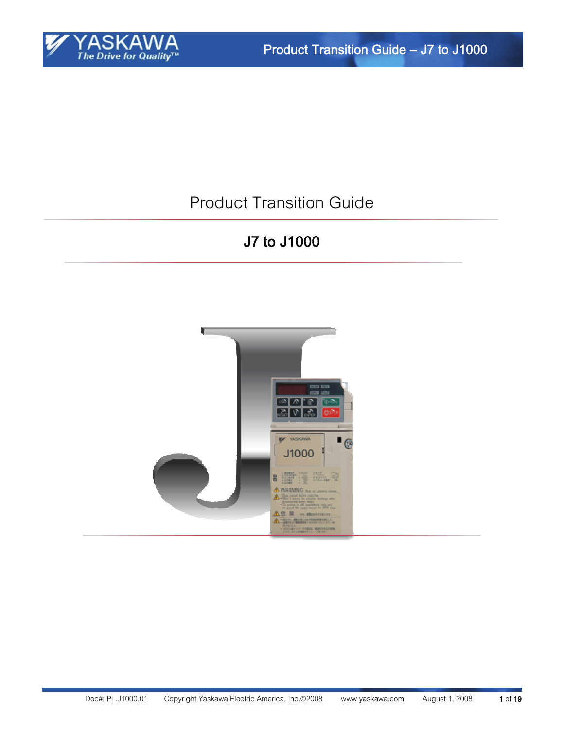# Product Transition Guide

## J7 to J1000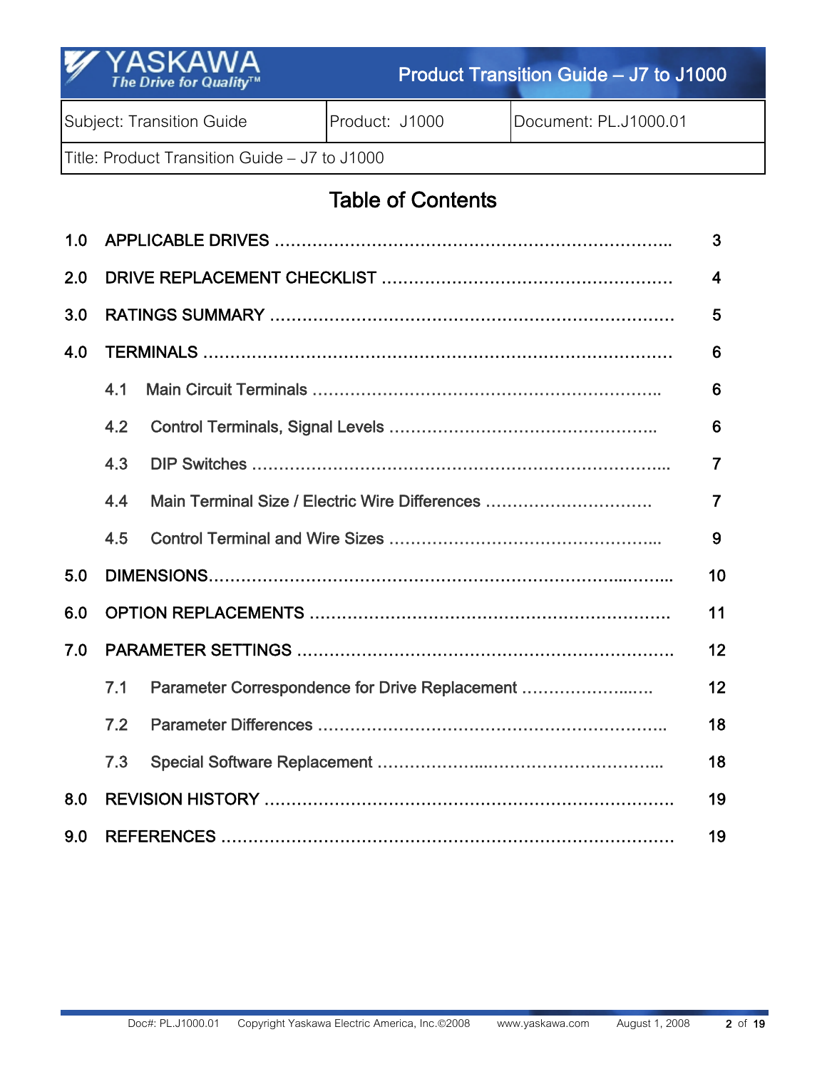| Subject: Transition Guide | Product: J1000 | Document: PL.J1000.01 |
|---|---|---|
| Title: Product Transition Guide – J7 to J1000 | | |

# Table of Contents

| | | |
|---|---|---|
| 1.0 | APPLICABLE DRIVES | 3 |
| 2.0 | DRIVE REPLACEMENT CHECKLIST | 4 |
| 3.0 | RATINGS SUMMARY | 5 |
| 4.0 | TERMINALS | 6 |
| | 4.1 Main Circuit Terminals | 6 |
| | 4.2 Control Terminals, Signal Levels | 6 |
| | 4.3 DIP Switches | 7 |
| | 4.4 Main Terminal Size / Electric Wire Differences | 7 |
| | 4.5 Control Terminal and Wire Sizes | 9 |
| 5.0 | DIMENSIONS | 10 |
| 6.0 | OPTION REPLACEMENTS | 11 |
| 7.0 | PARAMETER SETTINGS | 12 |
| | 7.1 Parameter Correspondence for Drive Replacement | 12 |
| | 7.2 Parameter Differences | 18 |
| | 7.3 Special Software Replacement | 18 |
| 8.0 | REVISION HISTORY | 19 |
| 9.0 | REFERENCES | 19 |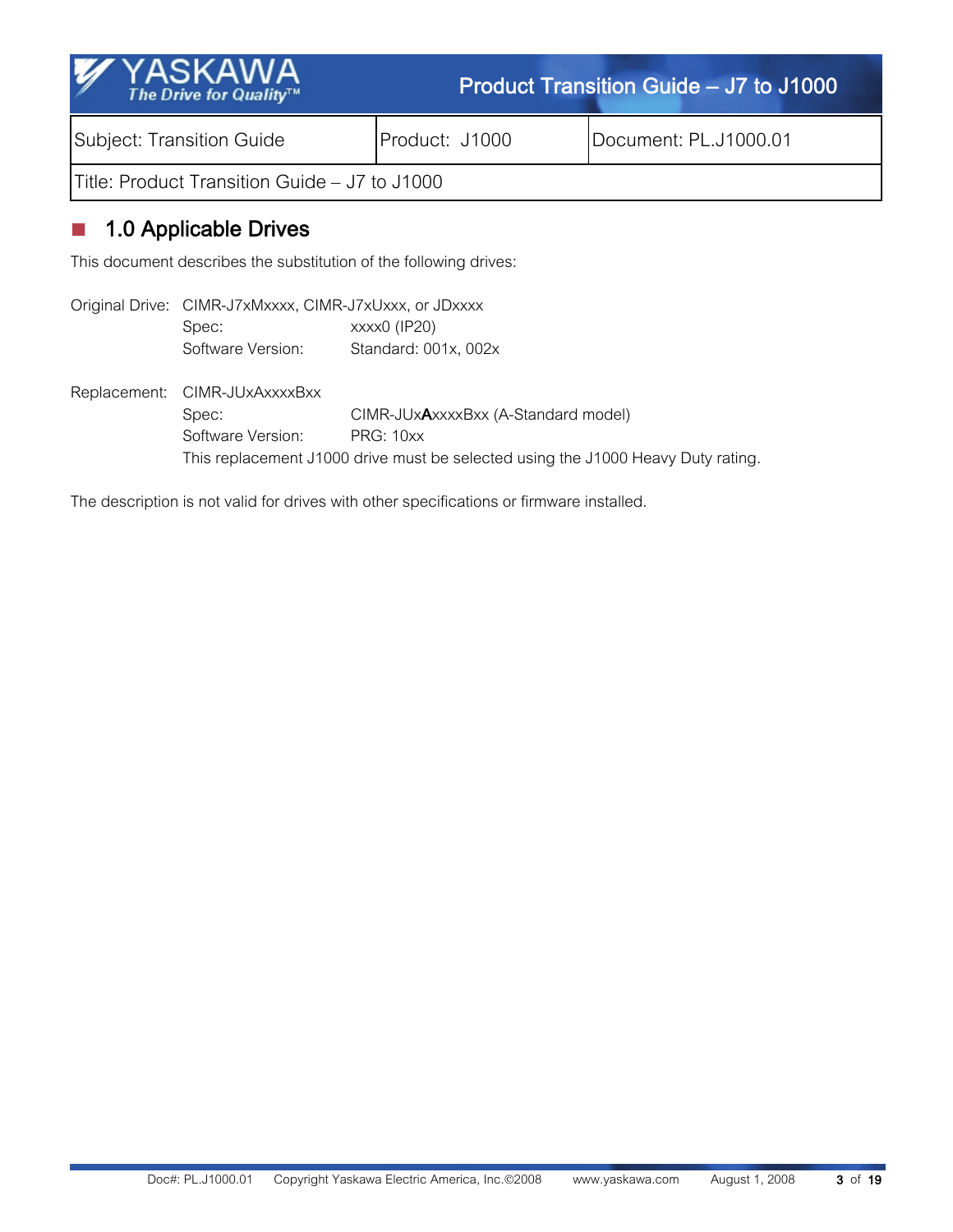| Subject: Transition Guide | Product: J1000 | Document: PL.J1000.01 |
|---|---|---|
| Title: Product Transition Guide – J7 to J1000 | | |

## 1.0 Applicable Drives

This document describes the substitution of the following drives:

Original Drive: CIMR-J7xMxxxx, CIMR-J7xUxxx, or JDxxxx
Spec: xxxx0 (IP20)
Software Version: Standard: 001x, 002x

Replacement: CIMR-JUxAxxxxBxx
Spec: CIMR-JUx**A**xxxxBxx (A-Standard model)
Software Version: PRG: 10xx
This replacement J1000 drive must be selected using the J1000 Heavy Duty rating.

The description is not valid for drives with other specifications or firmware installed.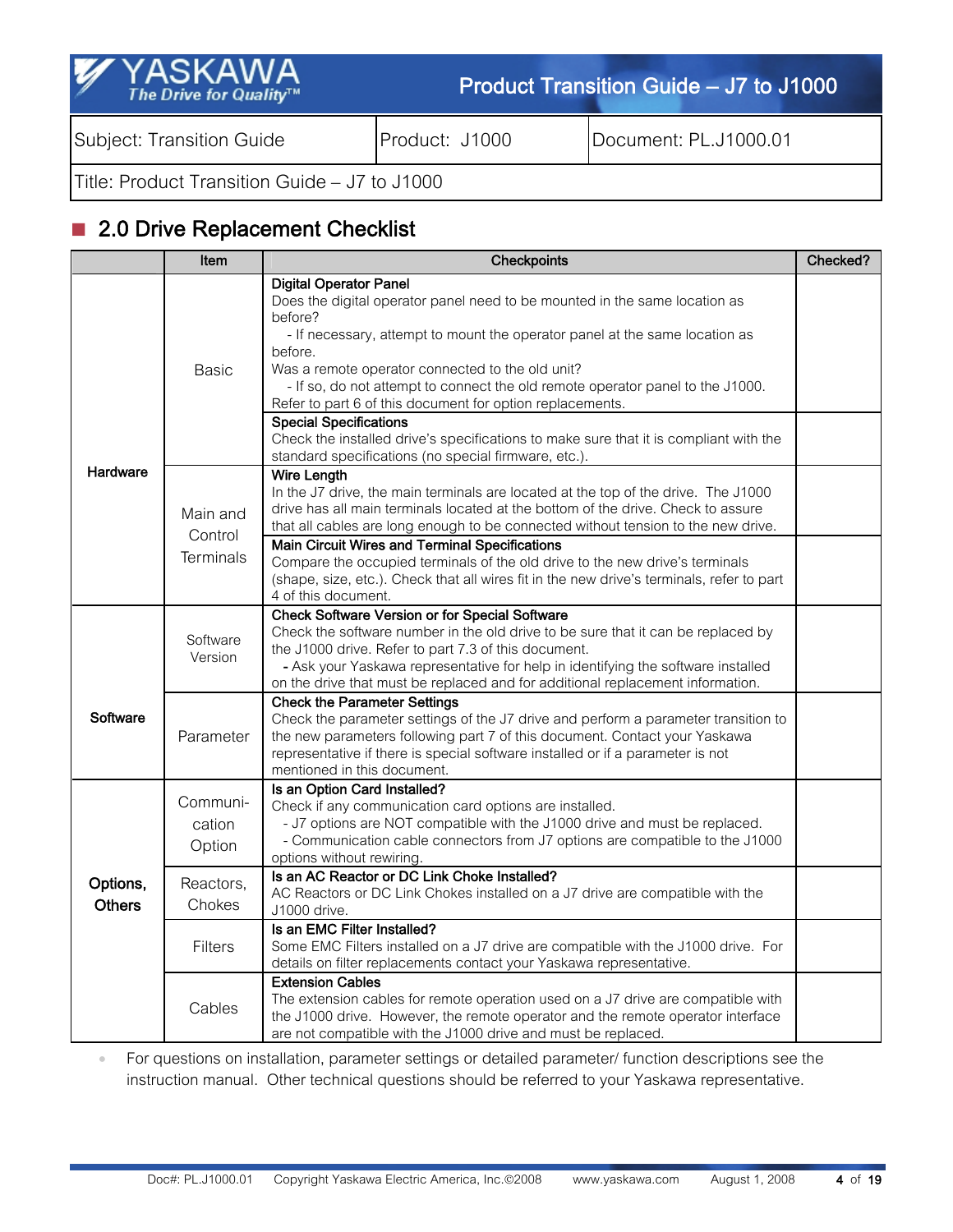| Subject: Transition Guide | Product: J1000 | Document: PL.J1000.01 |
|---|---|---|
| Title: Product Transition Guide – J7 to J1000 | | |

## 2.0 Drive Replacement Checklist

| | Item | Checkpoints | Checked? |
|---|---|---|---|
| **Hardware** | Basic | **Digital Operator Panel**<br>Does the digital operator panel need to be mounted in the same location as before?<br>- If necessary, attempt to mount the operator panel at the same location as before.<br>Was a remote operator connected to the old unit?<br>- If so, do not attempt to connect the old remote operator panel to the J1000.<br>Refer to part 6 of this document for option replacements. | |
| | | **Special Specifications**<br>Check the installed drive's specifications to make sure that it is compliant with the standard specifications (no special firmware, etc.). | |
| | Main and Control Terminals | **Wire Length**<br>In the J7 drive, the main terminals are located at the top of the drive. The J1000 drive has all main terminals located at the bottom of the drive. Check to assure that all cables are long enough to be connected without tension to the new drive. | |
| | | **Main Circuit Wires and Terminal Specifications**<br>Compare the occupied terminals of the old drive to the new drive's terminals (shape, size, etc.). Check that all wires fit in the new drive's terminals, refer to part 4 of this document. | |
| **Software** | Software Version | **Check Software Version or for Special Software**<br>Check the software number in the old drive to be sure that it can be replaced by the J1000 drive. Refer to part 7.3 of this document.<br>- Ask your Yaskawa representative for help in identifying the software installed on the drive that must be replaced and for additional replacement information. | |
| | Parameter | **Check the Parameter Settings**<br>Check the parameter settings of the J7 drive and perform a parameter transition to the new parameters following part 7 of this document. Contact your Yaskawa representative if there is special software installed or if a parameter is not mentioned in this document. | |
| **Options, Others** | Communi-cation Option | **Is an Option Card Installed?**<br>Check if any communication card options are installed.<br>- J7 options are NOT compatible with the J1000 drive and must be replaced.<br>- Communication cable connectors from J7 options are compatible to the J1000 options without rewiring. | |
| | Reactors, Chokes | **Is an AC Reactor or DC Link Choke Installed?**<br>AC Reactors or DC Link Chokes installed on a J7 drive are compatible with the J1000 drive. | |
| | Filters | **Is an EMC Filter Installed?**<br>Some EMC Filters installed on a J7 drive are compatible with the J1000 drive. For details on filter replacements contact your Yaskawa representative. | |
| | Cables | **Extension Cables**<br>The extension cables for remote operation used on a J7 drive are compatible with the J1000 drive. However, the remote operator and the remote operator interface are not compatible with the J1000 drive and must be replaced. | |

- For questions on installation, parameter settings or detailed parameter/ function descriptions see the instruction manual. Other technical questions should be referred to your Yaskawa representative.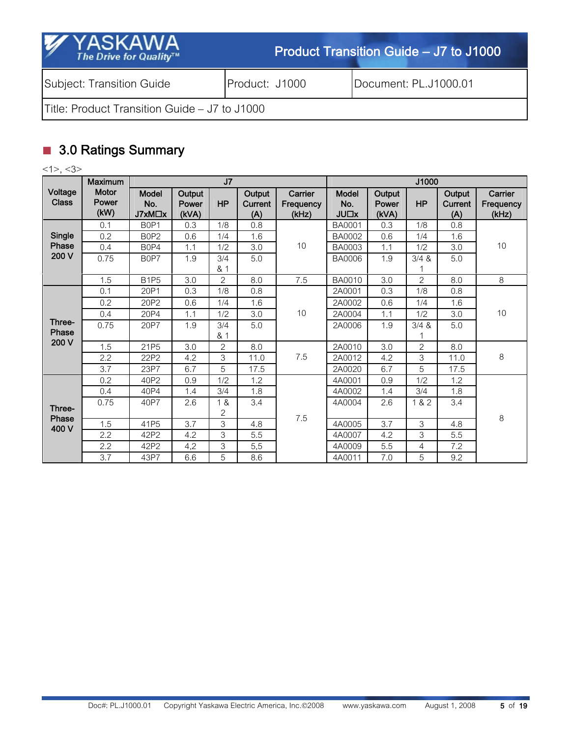| Subject: Transition Guide | Product: J1000 | Document: PL.J1000.01 |
|---|---|---|
| Title: Product Transition Guide – J7 to J1000 | | |

## 3.0 Ratings Summary

<1>, <3>

| Voltage Class | Maximum Motor Power (kW) | J7 | | | | | J1000 | | | | |
|---|---|---|---|---|---|---|---|---|---|---|---|
| | | Model No. J7xM☐x | Output Power (kVA) | HP | Output Current (A) | Carrier Frequency (kHz) | Model No. JU☐x | Output Power (kVA) | HP | Output Current (A) | Carrier Frequency (kHz) |
| Single Phase 200 V | 0.1 | B0P1 | 0.3 | 1/8 | 0.8 | 10 | BA0001 | 0.3 | 1/8 | 0.8 | 10 |
| | 0.2 | B0P2 | 0.6 | 1/4 | 1.6 | | BA0002 | 0.6 | 1/4 | 1.6 | |
| | 0.4 | B0P4 | 1.1 | 1/2 | 3.0 | | BA0003 | 1.1 | 1/2 | 3.0 | |
| | 0.75 | B0P7 | 1.9 | 3/4 & 1 | 5.0 | | BA0006 | 1.9 | 3/4 & 1 | 5.0 | |
| | 1.5 | B1P5 | 3.0 | 2 | 8.0 | 7.5 | BA0010 | 3.0 | 2 | 8.0 | 8 |
| Three-Phase 200 V | 0.1 | 20P1 | 0.3 | 1/8 | 0.8 | 10 | 2A0001 | 0.3 | 1/8 | 0.8 | 10 |
| | 0.2 | 20P2 | 0.6 | 1/4 | 1.6 | | 2A0002 | 0.6 | 1/4 | 1.6 | |
| | 0.4 | 20P4 | 1.1 | 1/2 | 3.0 | | 2A0004 | 1.1 | 1/2 | 3.0 | |
| | 0.75 | 20P7 | 1.9 | 3/4 & 1 | 5.0 | | 2A0006 | 1.9 | 3/4 & 1 | 5.0 | |
| | 1.5 | 21P5 | 3.0 | 2 | 8.0 | 7.5 | 2A0010 | 3.0 | 2 | 8.0 | 8 |
| | 2.2 | 22P2 | 4.2 | 3 | 11.0 | | 2A0012 | 4.2 | 3 | 11.0 | |
| | 3.7 | 23P7 | 6.7 | 5 | 17.5 | | 2A0020 | 6.7 | 5 | 17.5 | |
| Three-Phase 400 V | 0.2 | 40P2 | 0.9 | 1/2 | 1.2 | 7.5 | 4A0001 | 0.9 | 1/2 | 1.2 | 8 |
| | 0.4 | 40P4 | 1.4 | 3/4 | 1.8 | | 4A0002 | 1.4 | 3/4 | 1.8 | |
| | 0.75 | 40P7 | 2.6 | 1 & 2 | 3.4 | | 4A0004 | 2.6 | 1 & 2 | 3.4 | |
| | 1.5 | 41P5 | 3.7 | 3 | 4.8 | | 4A0005 | 3.7 | 3 | 4.8 | |
| | 2.2 | 42P2 | 4.2 | 3 | 5.5 | | 4A0007 | 4.2 | 3 | 5.5 | |
| | 2.2 | 42P2 | 4,2 | 3 | 5,5 | | 4A0009 | 5.5 | 4 | 7.2 | |
| | 3.7 | 43P7 | 6.6 | 5 | 8.6 | | 4A0011 | 7.0 | 5 | 9.2 | |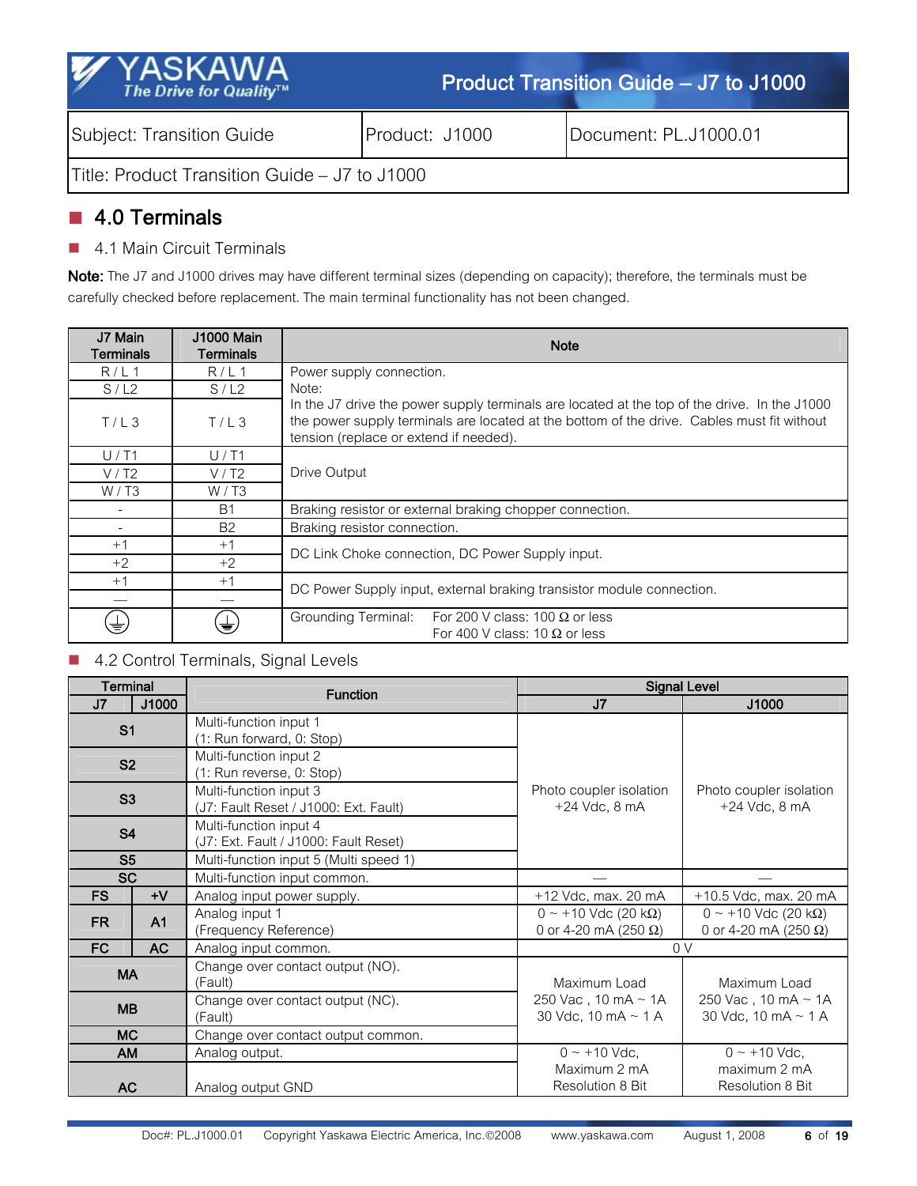| Subject: Transition Guide | Product: J1000 | Document: PL.J1000.01 |
|---|---|---|
| Title: Product Transition Guide – J7 to J1000 | | |

## 4.0 Terminals

### 4.1 Main Circuit Terminals

**Note:** The J7 and J1000 drives may have different terminal sizes (depending on capacity); therefore, the terminals must be carefully checked before replacement. The main terminal functionality has not been changed.

| J7 Main Terminals | J1000 Main Terminals | Note |
|---|---|---|
| R / L 1 | R / L 1 | Power supply connection.<br>Note:<br>In the J7 drive the power supply terminals are located at the top of the drive. In the J1000 the power supply terminals are located at the bottom of the drive. Cables must fit without tension (replace or extend if needed). |
| S / L2 | S / L2 | |
| T / L 3 | T / L 3 | |
| U / T1 | U / T1 | Drive Output |
| V / T2 | V / T2 | |
| W / T3 | W / T3 | |
| - | B1 | Braking resistor or external braking chopper connection. |
| - | B2 | Braking resistor connection. |
| +1 | +1 | DC Link Choke connection, DC Power Supply input. |
| +2 | +2 | |
| +1 | +1 | DC Power Supply input, external braking transistor module connection. |
| — | — | |
| ⏚ | ⏚ | Grounding Terminal: For 200 V class: 100 Ω or less<br>For 400 V class: 10 Ω or less |

### 4.2 Control Terminals, Signal Levels

| Terminal | | Function | Signal Level | |
|---|---|---|---|---|
| J7 | J1000 | | J7 | J1000 |
| S1 | | Multi-function input 1<br>(1: Run forward, 0: Stop) | Photo coupler isolation<br>+24 Vdc, 8 mA | Photo coupler isolation<br>+24 Vdc, 8 mA |
| S2 | | Multi-function input 2<br>(1: Run reverse, 0: Stop) | | |
| S3 | | Multi-function input 3<br>(J7: Fault Reset / J1000: Ext. Fault) | | |
| S4 | | Multi-function input 4<br>(J7: Ext. Fault / J1000: Fault Reset) | | |
| S5 | | Multi-function input 5 (Multi speed 1) | | |
| SC | | Multi-function input common. | — | — |
| FS | +V | Analog input power supply. | +12 Vdc, max. 20 mA | +10.5 Vdc, max. 20 mA |
| FR | A1 | Analog input 1<br>(Frequency Reference) | 0 ~ +10 Vdc (20 kΩ)<br>0 or 4-20 mA (250 Ω) | 0 ~ +10 Vdc (20 kΩ)<br>0 or 4-20 mA (250 Ω) |
| FC | AC | Analog input common. | 0 V | |
| MA | | Change over contact output (NO).<br>(Fault) | Maximum Load<br>250 Vac , 10 mA ~ 1A<br>30 Vdc, 10 mA ~ 1 A | Maximum Load<br>250 Vac , 10 mA ~ 1A<br>30 Vdc, 10 mA ~ 1 A |
| MB | | Change over contact output (NC).<br>(Fault) | | |
| MC | | Change over contact output common. | | |
| AM | | Analog output. | 0 ~ +10 Vdc,<br>Maximum 2 mA<br>Resolution 8 Bit | 0 ~ +10 Vdc,<br>maximum 2 mA<br>Resolution 8 Bit |
| AC | | Analog output GND | | |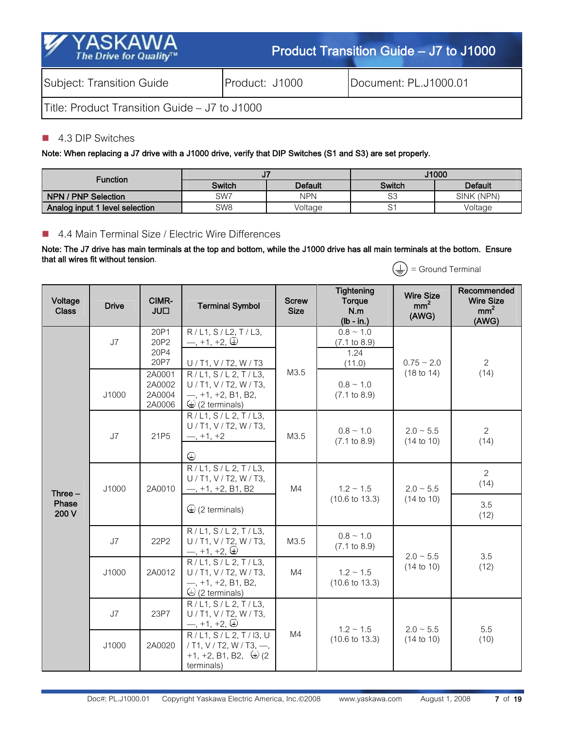| Subject: Transition Guide | Product: J1000 | Document: PL.J1000.01 |
|---|---|---|
| Title: Product Transition Guide – J7 to J1000 | | |

## 4.3 DIP Switches

**Note: When replacing a J7 drive with a J1000 drive, verify that DIP Switches (S1 and S3) are set properly.**

| Function | J7 | | J1000 | |
|---|---|---|---|---|
| | Switch | Default | Switch | Default |
| **NPN / PNP Selection** | SW7 | NPN | S3 | SINK (NPN) |
| **Analog input 1 level selection** | SW8 | Voltage | S1 | Voltage |

## 4.4 Main Terminal Size / Electric Wire Differences

**Note: The J7 drive has main terminals at the top and bottom, while the J1000 drive has all main terminals at the bottom. Ensure that all wires fit without tension.**

⏚ = Ground Terminal

| Voltage Class | Drive | CIMR-JU☐ | Terminal Symbol | Screw Size | Tightening Torque N.m (lb - in.) | Wire Size mm² (AWG) | Recommended Wire Size mm² (AWG) |
|---|---|---|---|---|---|---|---|
| Three – Phase 200 V | J7 | 20P1 20P2 20P4 20P7 | R / L1, S / L2, T / L3, —, +1, +2, ⏚ | M3.5 | 0.8 ~ 1.0 (7.1 to 8.9) | 0.75 ~ 2.0 (18 to 14) | 2 (14) |
| | | | U / T1, V / T2, W / T3 | | 1.24 (11.0) | | |
| | J1000 | 2A0001 2A0002 2A0004 2A0006 | R / L1, S / L 2, T / L3, U / T1, V / T2, W / T3, —, +1, +2, B1, B2, ⏚ (2 terminals) | | 0.8 ~ 1.0 (7.1 to 8.9) | | |
| | J7 | 21P5 | R / L1, S / L 2, T / L3, U / T1, V / T2, W / T3, —, +1, +2 | M3.5 | 0.8 ~ 1.0 (7.1 to 8.9) | 2.0 ~ 5.5 (14 to 10) | 2 (14) |
| | | | ⏚ | | | | |
| | J1000 | 2A0010 | R / L1, S / L 2, T / L3, U / T1, V / T2, W / T3, —, +1, +2, B1, B2 | M4 | 1.2 ~ 1.5 (10.6 to 13.3) | 2.0 ~ 5.5 (14 to 10) | 2 (14) |
| | | | ⏚ (2 terminals) | | | | 3.5 (12) |
| | J7 | 22P2 | R / L1, S / L 2, T / L3, U / T1, V / T2, W / T3, —, +1, +2, ⏚ | M3.5 | 0.8 ~ 1.0 (7.1 to 8.9) | 2.0 ~ 5.5 (14 to 10) | 3.5 (12) |
| | J1000 | 2A0012 | R / L1, S / L 2, T / L3, U / T1, V / T2, W / T3, —, +1, +2, B1, B2, ⏚ (2 terminals) | M4 | 1.2 ~ 1.5 (10.6 to 13.3) | | |
| | J7 | 23P7 | R / L1, S / L 2, T / L3, U / T1, V / T2, W / T3, —, +1, +2, ⏚ | M4 | 1.2 ~ 1.5 (10.6 to 13.3) | 2.0 ~ 5.5 (14 to 10) | 5.5 (10) |
| | J1000 | 2A0020 | R / L1, S / L 2, T / I3, U / T1, V / T2, W / T3, —, +1, +2, B1, B2, ⏚ (2 terminals) | | | | |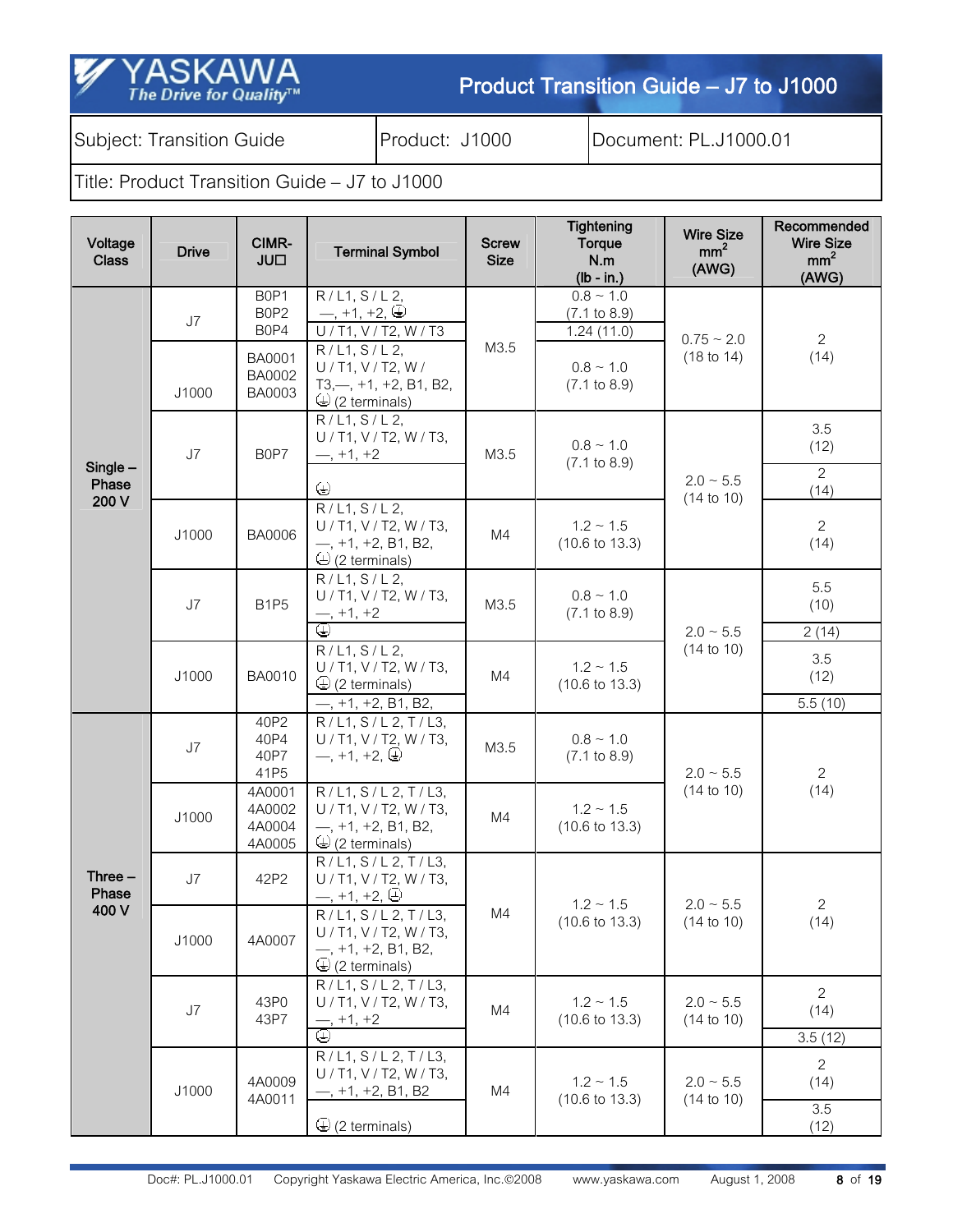Subject: Transition Guide | Product: J1000 | Document: PL.J1000.01

Title: Product Transition Guide – J7 to J1000

| Voltage Class | Drive | CIMR-JU☐ | Terminal Symbol | Screw Size | Tightening Torque N.m (lb - in.) | Wire Size mm² (AWG) | Recommended Wire Size mm² (AWG) |
|---|---|---|---|---|---|---|---|
| Single – Phase 200 V | J7 | B0P1 B0P2 B0P4 | R / L1, S / L 2, —, +1, +2, ⏚ | M3.5 | 0.8 ~ 1.0 (7.1 to 8.9) | 0.75 ~ 2.0 (18 to 14) | 2 (14) |
| | | | U / T1, V / T2, W / T3 | | 1.24 (11.0) | | |
| | J1000 | BA0001 BA0002 BA0003 | R / L1, S / L 2, U / T1, V / T2, W / T3,—, +1, +2, B1, B2, ⏚ (2 terminals) | | 0.8 ~ 1.0 (7.1 to 8.9) | | |
| | J7 | B0P7 | R / L1, S / L 2, U / T1, V / T2, W / T3, —, +1, +2 | M3.5 | 0.8 ~ 1.0 (7.1 to 8.9) | 2.0 ~ 5.5 (14 to 10) | 3.5 (12) |
| | | | ⏚ | | | | 2 (14) |
| | J1000 | BA0006 | R / L1, S / L 2, U / T1, V / T2, W / T3, —, +1, +2, B1, B2, ⏚ (2 terminals) | M4 | 1.2 ~ 1.5 (10.6 to 13.3) | | 2 (14) |
| | J7 | B1P5 | R / L1, S / L 2, U / T1, V / T2, W / T3, —, +1, +2 | M3.5 | 0.8 ~ 1.0 (7.1 to 8.9) | 2.0 ~ 5.5 (14 to 10) | 5.5 (10) |
| | | | ⏚ | | | | 2 (14) |
| | J1000 | BA0010 | R / L1, S / L 2, U / T1, V / T2, W / T3, ⏚ (2 terminals) | M4 | 1.2 ~ 1.5 (10.6 to 13.3) | | 3.5 (12) |
| | | | —, +1, +2, B1, B2, | | | | 5.5 (10) |
| Three – Phase 400 V | J7 | 40P2 40P4 40P7 41P5 | R / L1, S / L 2, T / L3, U / T1, V / T2, W / T3, —, +1, +2, ⏚ | M3.5 | 0.8 ~ 1.0 (7.1 to 8.9) | 2.0 ~ 5.5 (14 to 10) | 2 (14) |
| | J1000 | 4A0001 4A0002 4A0004 4A0005 | R / L1, S / L 2, T / L3, U / T1, V / T2, W / T3, —, +1, +2, B1, B2, ⏚ (2 terminals) | M4 | 1.2 ~ 1.5 (10.6 to 13.3) | | |
| | J7 | 42P2 | R / L1, S / L 2, T / L3, U / T1, V / T2, W / T3, —, +1, +2, ⏚ | M4 | 1.2 ~ 1.5 (10.6 to 13.3) | 2.0 ~ 5.5 (14 to 10) | 2 (14) |
| | J1000 | 4A0007 | R / L1, S / L 2, T / L3, U / T1, V / T2, W / T3, —, +1, +2, B1, B2, ⏚ (2 terminals) | | | | |
| | J7 | 43P0 43P7 | R / L1, S / L 2, T / L3, U / T1, V / T2, W / T3, —, +1, +2 | M4 | 1.2 ~ 1.5 (10.6 to 13.3) | 2.0 ~ 5.5 (14 to 10) | 2 (14) |
| | | | ⏚ | | | | 3.5 (12) |
| | J1000 | 4A0009 4A0011 | R / L1, S / L 2, T / L3, U / T1, V / T2, W / T3, —, +1, +2, B1, B2 | M4 | 1.2 ~ 1.5 (10.6 to 13.3) | 2.0 ~ 5.5 (14 to 10) | 2 (14) |
| | | | ⏚ (2 terminals) | | | | 3.5 (12) |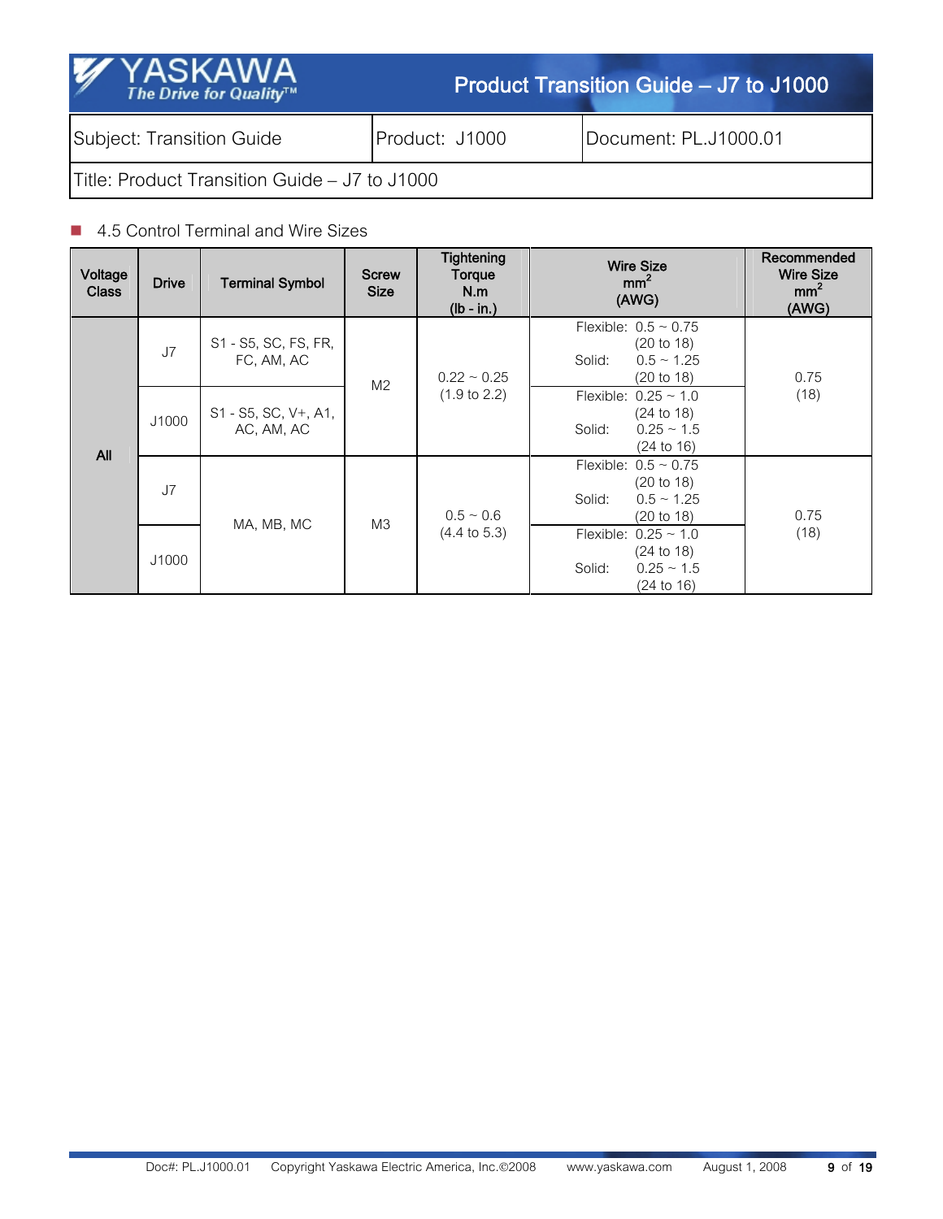Subject: Transition Guide | Product: J1000 | Document: PL.J1000.01

Title: Product Transition Guide – J7 to J1000

## 4.5 Control Terminal and Wire Sizes

| Voltage Class | Drive | Terminal Symbol | Screw Size | Tightening Torque N.m (lb - in.) | Wire Size $mm^2$ (AWG) | Recommended Wire Size $mm^2$ (AWG) |
|---|---|---|---|---|---|---|
| All | J7 | S1 - S5, SC, FS, FR, FC, AM, AC | M2 | 0.22 ~ 0.25 (1.9 to 2.2) | Flexible: 0.5 ~ 0.75 (20 to 18) Solid: 0.5 ~ 1.25 (20 to 18) | 0.75 (18) |
| | J1000 | S1 - S5, SC, V+, A1, AC, AM, AC | | | Flexible: 0.25 ~ 1.0 (24 to 18) Solid: 0.25 ~ 1.5 (24 to 16) | |
| | J7 | MA, MB, MC | M3 | 0.5 ~ 0.6 (4.4 to 5.3) | Flexible: 0.5 ~ 0.75 (20 to 18) Solid: 0.5 ~ 1.25 (20 to 18) | 0.75 (18) |
| | J1000 | | | | Flexible: 0.25 ~ 1.0 (24 to 18) Solid: 0.25 ~ 1.5 (24 to 16) | |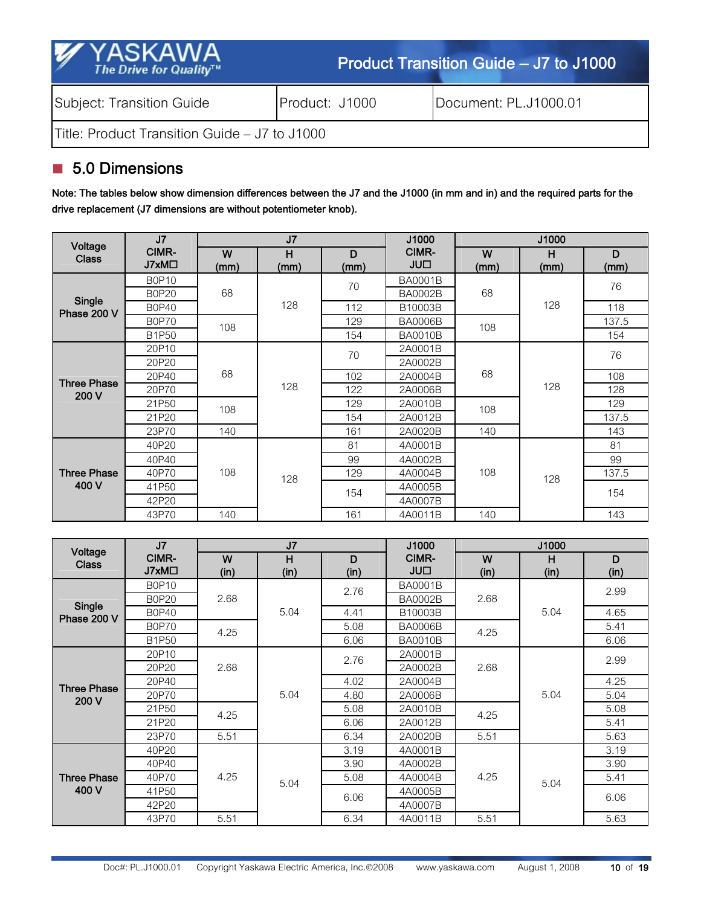Subject: Transition Guide | Product: J1000 | Document: PL.J1000.01

Title: Product Transition Guide – J7 to J1000

## 5.0 Dimensions

**Note: The tables below show dimension differences between the J7 and the J1000 (in mm and in) and the required parts for the drive replacement (J7 dimensions are without potentiometer knob).**

| Voltage Class | J7 CIMR-J7xM□ | J7 W (mm) | J7 H (mm) | J7 D (mm) | J1000 CIMR-JU□ | J1000 W (mm) | J1000 H (mm) | J1000 D (mm) |
|---|---|---|---|---|---|---|---|---|
| Single Phase 200 V | B0P10 | 68 | 128 | 70 | BA0001B | 68 | 128 | 76 |
| | B0P20 | 68 | 128 | 70 | BA0002B | 68 | 128 | 76 |
| | B0P40 | 68 | 128 | 112 | B10003B | 68 | 128 | 118 |
| | B0P70 | 108 | 128 | 129 | BA0006B | 108 | 128 | 137.5 |
| | B1P50 | 108 | 128 | 154 | BA0010B | 108 | 128 | 154 |
| Three Phase 200 V | 20P10 | 68 | 128 | 70 | 2A0001B | 68 | 128 | 76 |
| | 20P20 | 68 | 128 | 70 | 2A0002B | 68 | 128 | 76 |
| | 20P40 | 68 | 128 | 102 | 2A0004B | 68 | 128 | 108 |
| | 20P70 | 68 | 128 | 122 | 2A0006B | 68 | 128 | 128 |
| | 21P50 | 108 | 128 | 129 | 2A0010B | 108 | 128 | 129 |
| | 21P20 | 108 | 128 | 154 | 2A0012B | 108 | 128 | 137.5 |
| | 23P70 | 140 | 128 | 161 | 2A0020B | 140 | 128 | 143 |
| Three Phase 400 V | 40P20 | 108 | 128 | 81 | 4A0001B | 108 | 128 | 81 |
| | 40P40 | 108 | 128 | 99 | 4A0002B | 108 | 128 | 99 |
| | 40P70 | 108 | 128 | 129 | 4A0004B | 108 | 128 | 137.5 |
| | 41P50 | 108 | 128 | 154 | 4A0005B | 108 | 128 | 154 |
| | 42P20 | 108 | 128 | 154 | 4A0007B | 108 | 128 | 154 |
| | 43P70 | 140 | 128 | 161 | 4A0011B | 140 | 128 | 143 |

| Voltage Class | J7 CIMR-J7xM□ | J7 W (in) | J7 H (in) | J7 D (in) | J1000 CIMR-JU□ | J1000 W (in) | J1000 H (in) | J1000 D (in) |
|---|---|---|---|---|---|---|---|---|
| Single Phase 200 V | B0P10 | 2.68 | 5.04 | 2.76 | BA0001B | 2.68 | 5.04 | 2.99 |
| | B0P20 | 2.68 | 5.04 | 2.76 | BA0002B | 2.68 | 5.04 | 2.99 |
| | B0P40 | 2.68 | 5.04 | 4.41 | B10003B | 2.68 | 5.04 | 4.65 |
| | B0P70 | 4.25 | 5.04 | 5.08 | BA0006B | 4.25 | 5.04 | 5.41 |
| | B1P50 | 4.25 | 5.04 | 6.06 | BA0010B | 4.25 | 5.04 | 6.06 |
| Three Phase 200 V | 20P10 | 2.68 | 5.04 | 2.76 | 2A0001B | 2.68 | 5.04 | 2.99 |
| | 20P20 | 2.68 | 5.04 | 2.76 | 2A0002B | 2.68 | 5.04 | 2.99 |
| | 20P40 | 2.68 | 5.04 | 4.02 | 2A0004B | 2.68 | 5.04 | 4.25 |
| | 20P70 | 2.68 | 5.04 | 4.80 | 2A0006B | 2.68 | 5.04 | 5.04 |
| | 21P50 | 4.25 | 5.04 | 5.08 | 2A0010B | 4.25 | 5.04 | 5.08 |
| | 21P20 | 4.25 | 5.04 | 6.06 | 2A0012B | 4.25 | 5.04 | 5.41 |
| | 23P70 | 5.51 | 5.04 | 6.34 | 2A0020B | 5.51 | 5.04 | 5.63 |
| Three Phase 400 V | 40P20 | 4.25 | 5.04 | 3.19 | 4A0001B | 4.25 | 5.04 | 3.19 |
| | 40P40 | 4.25 | 5.04 | 3.90 | 4A0002B | 4.25 | 5.04 | 3.90 |
| | 40P70 | 4.25 | 5.04 | 5.08 | 4A0004B | 4.25 | 5.04 | 5.41 |
| | 41P50 | 4.25 | 5.04 | 6.06 | 4A0005B | 4.25 | 5.04 | 6.06 |
| | 42P20 | 4.25 | 5.04 | 6.06 | 4A0007B | 4.25 | 5.04 | 6.06 |
| | 43P70 | 5.51 | 5.04 | 6.34 | 4A0011B | 5.51 | 5.04 | 5.63 |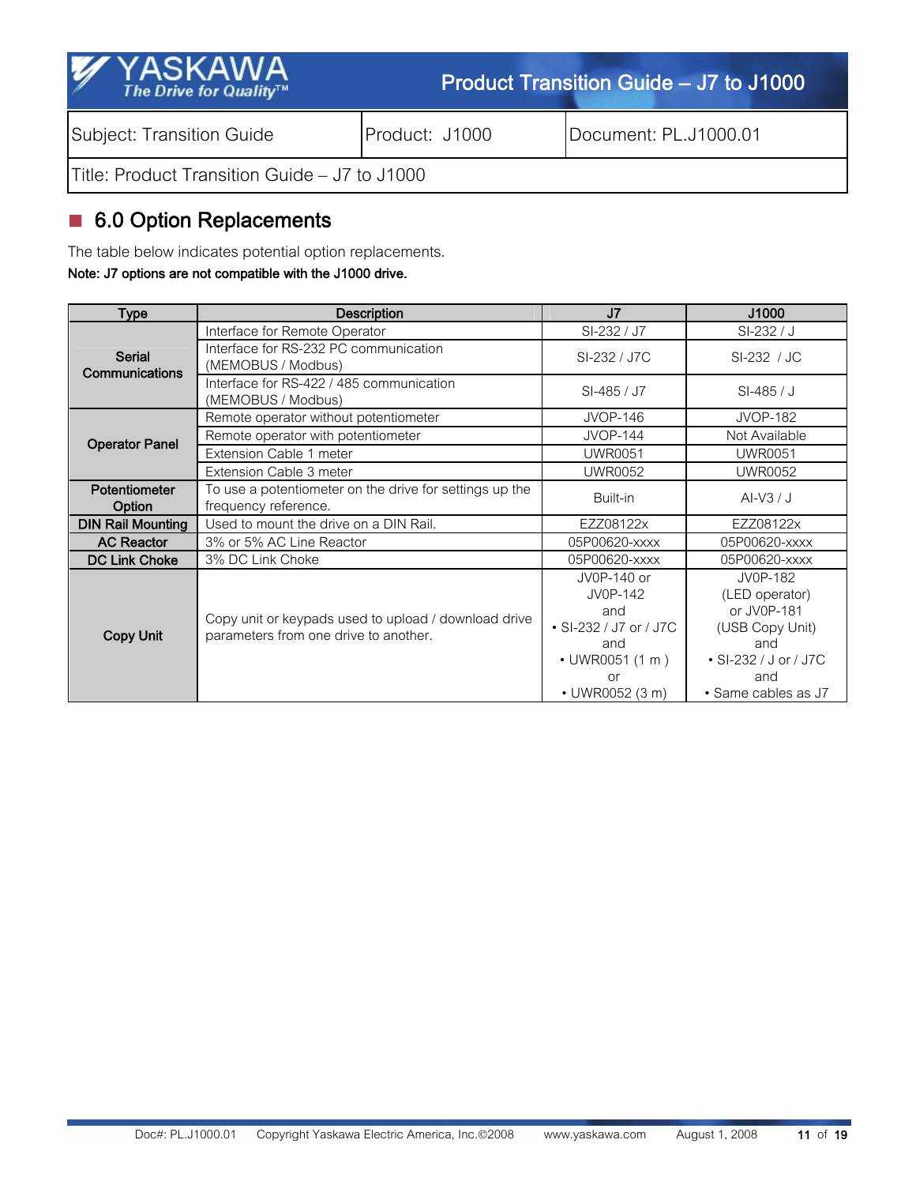## ■ 6.0 Option Replacements

The table below indicates potential option replacements.

**Note: J7 options are not compatible with the J1000 drive.**

| Type | Description | J7 | J1000 |
|---|---|---|---|
| **Serial Communications** | Interface for Remote Operator | SI-232 / J7 | SI-232 / J |
| | Interface for RS-232 PC communication (MEMOBUS / Modbus) | SI-232 / J7C | SI-232 / JC |
| | Interface for RS-422 / 485 communication (MEMOBUS / Modbus) | SI-485 / J7 | SI-485 / J |
| **Operator Panel** | Remote operator without potentiometer | JVOP-146 | JVOP-182 |
| | Remote operator with potentiometer | JVOP-144 | Not Available |
| | Extension Cable 1 meter | UWR0051 | UWR0051 |
| | Extension Cable 3 meter | UWR0052 | UWR0052 |
| **Potentiometer Option** | To use a potentiometer on the drive for settings up the frequency reference. | Built-in | AI-V3 / J |
| **DIN Rail Mounting** | Used to mount the drive on a DIN Rail. | EZZ08122x | EZZ08122x |
| **AC Reactor** | 3% or 5% AC Line Reactor | 05P00620-xxxx | 05P00620-xxxx |
| **DC Link Choke** | 3% DC Link Choke | 05P00620-xxxx | 05P00620-xxxx |
| **Copy Unit** | Copy unit or keypads used to upload / download drive parameters from one drive to another. | JV0P-140 or JV0P-142 and • SI-232 / J7 or / J7C and • UWR0051 (1 m ) or • UWR0052 (3 m) | JV0P-182 (LED operator) or JV0P-181 (USB Copy Unit) and • SI-232 / J or / J7C and • Same cables as J7 |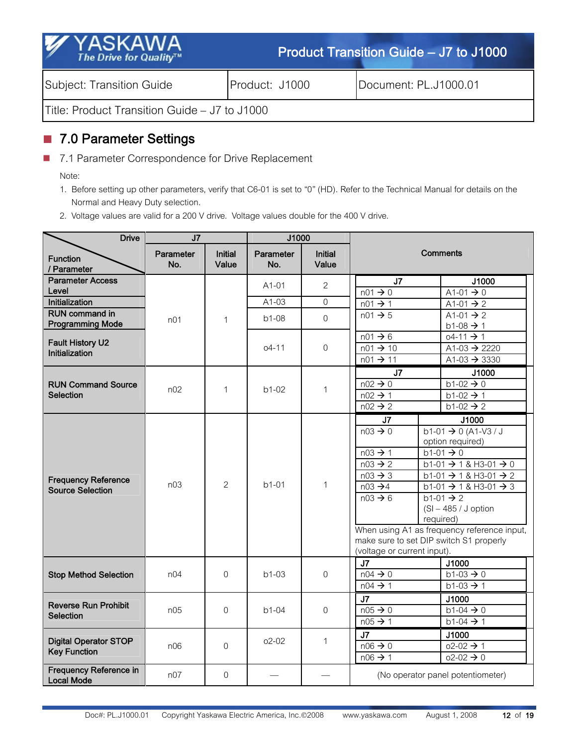## 7.0 Parameter Settings

### 7.1 Parameter Correspondence for Drive Replacement

Note:

1. Before setting up other parameters, verify that C6-01 is set to "0" (HD). Refer to the Technical Manual for details on the Normal and Heavy Duty selection.
2. Voltage values are valid for a 200 V drive. Voltage values double for the 400 V drive.

| Function / Parameter \ Drive | J7 | | J1000 | | Comments |
|---|---|---|---|---|---|
| | Parameter No. | Initial Value | Parameter No. | Initial Value | |
| Parameter Access Level | n01 | 1 | A1-01 | 2 | J7 → J1000: n01 → 0 : A1-01 → 0; n01 → 1 : A1-01 → 2 |
| Initialization | | | A1-03 | 0 | n01 → 10 : A1-03 → 2220; n01 → 11 : A1-03 → 3330 |
| RUN command in Programming Mode | | | b1-08 | 0 | n01 → 5 : A1-01 → 2, b1-08 → 1 |
| Fault History U2 Initialization | | | o4-11 | 0 | n01 → 6 : o4-11 → 1 |
| RUN Command Source Selection | n02 | 1 | b1-02 | 1 | J7 → J1000: n02 → 0 : b1-02 → 0; n02 → 1 : b1-02 → 1; n02 → 2 : b1-02 → 2 |
| Frequency Reference Source Selection | n03 | 2 | b1-01 | 1 | J7 → J1000: n03 → 0 : b1-01 → 0 (A1-V3 / J option required); n03 → 1 : b1-01 → 0; n03 → 2 : b1-01 → 1 & H3-01 → 0; n03 → 3 : b1-01 → 1 & H3-01 → 2; n03 →4 : b1-01 → 1 & H3-01 → 3; n03 → 6 : b1-01 → 2 (SI – 485 / J option required). When using A1 as frequency reference input, make sure to set DIP switch S1 properly (voltage or current input). |
| Stop Method Selection | n04 | 0 | b1-03 | 0 | J7 → J1000: n04 → 0 : b1-03 → 0; n04 → 1 : b1-03 → 1 |
| Reverse Run Prohibit Selection | n05 | 0 | b1-04 | 0 | J7 → J1000: n05 → 0 : b1-04 → 0; n05 → 1 : b1-04 → 1 |
| Digital Operator STOP Key Function | n06 | 0 | o2-02 | 1 | J7 → J1000: n06 → 0 : o2-02 → 1; n06 → 1 : o2-02 → 0 |
| Frequency Reference in Local Mode | n07 | 0 | — | — | (No operator panel potentiometer) |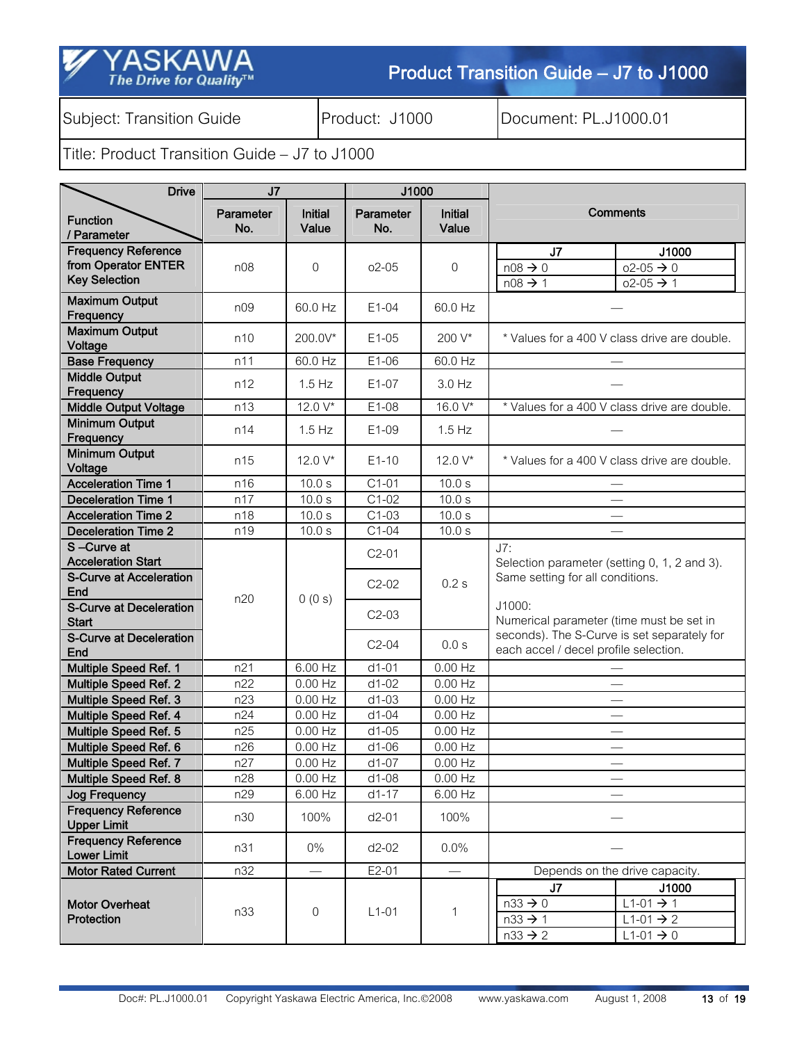| Subject: Transition Guide | Product: J1000 | Document: PL.J1000.01 |
|---|---|---|
| Title: Product Transition Guide – J7 to J1000 | | |

| Function / Parameter | J7 Parameter No. | J7 Initial Value | J1000 Parameter No. | J1000 Initial Value | Comments |
|---|---|---|---|---|---|
| Frequency Reference from Operator ENTER Key Selection | n08 | 0 | o2-05 | 0 | J7 / J1000: n08 → 0 / o2-05 → 0; n08 → 1 / o2-05 → 1 |
| Maximum Output Frequency | n09 | 60.0 Hz | E1-04 | 60.0 Hz | — |
| Maximum Output Voltage | n10 | 200.0V* | E1-05 | 200 V* | * Values for a 400 V class drive are double. |
| Base Frequency | n11 | 60.0 Hz | E1-06 | 60.0 Hz | — |
| Middle Output Frequency | n12 | 1.5 Hz | E1-07 | 3.0 Hz | — |
| Middle Output Voltage | n13 | 12.0 V* | E1-08 | 16.0 V* | * Values for a 400 V class drive are double. |
| Minimum Output Frequency | n14 | 1.5 Hz | E1-09 | 1.5 Hz | — |
| Minimum Output Voltage | n15 | 12.0 V* | E1-10 | 12.0 V* | * Values for a 400 V class drive are double. |
| Acceleration Time 1 | n16 | 10.0 s | C1-01 | 10.0 s | — |
| Deceleration Time 1 | n17 | 10.0 s | C1-02 | 10.0 s | — |
| Acceleration Time 2 | n18 | 10.0 s | C1-03 | 10.0 s | — |
| Deceleration Time 2 | n19 | 10.0 s | C1-04 | 10.0 s | — |
| S –Curve at Acceleration Start | n20 | 0 (0 s) | C2-01 | 0.2 s | J7: Selection parameter (setting 0, 1, 2 and 3). Same setting for all conditions. J1000: Numerical parameter (time must be set in seconds). The S-Curve is set separately for each accel / decel profile selection. |
| S-Curve at Acceleration End | | | C2-02 | 0.2 s | |
| S-Curve at Deceleration Start | | | C2-03 | 0.2 s | |
| S-Curve at Deceleration End | | | C2-04 | 0.0 s | |
| Multiple Speed Ref. 1 | n21 | 6.00 Hz | d1-01 | 0.00 Hz | — |
| Multiple Speed Ref. 2 | n22 | 0.00 Hz | d1-02 | 0.00 Hz | — |
| Multiple Speed Ref. 3 | n23 | 0.00 Hz | d1-03 | 0.00 Hz | — |
| Multiple Speed Ref. 4 | n24 | 0.00 Hz | d1-04 | 0.00 Hz | — |
| Multiple Speed Ref. 5 | n25 | 0.00 Hz | d1-05 | 0.00 Hz | — |
| Multiple Speed Ref. 6 | n26 | 0.00 Hz | d1-06 | 0.00 Hz | — |
| Multiple Speed Ref. 7 | n27 | 0.00 Hz | d1-07 | 0.00 Hz | — |
| Multiple Speed Ref. 8 | n28 | 0.00 Hz | d1-08 | 0.00 Hz | — |
| Jog Frequency | n29 | 6.00 Hz | d1-17 | 6.00 Hz | — |
| Frequency Reference Upper Limit | n30 | 100% | d2-01 | 100% | — |
| Frequency Reference Lower Limit | n31 | 0% | d2-02 | 0.0% | — |
| Motor Rated Current | n32 | — | E2-01 | — | Depends on the drive capacity. |
| Motor Overheat Protection | n33 | 0 | L1-01 | 1 | J7 / J1000: n33 → 0 / L1-01 → 1; n33 → 1 / L1-01 → 2; n33 → 2 / L1-01 → 0 |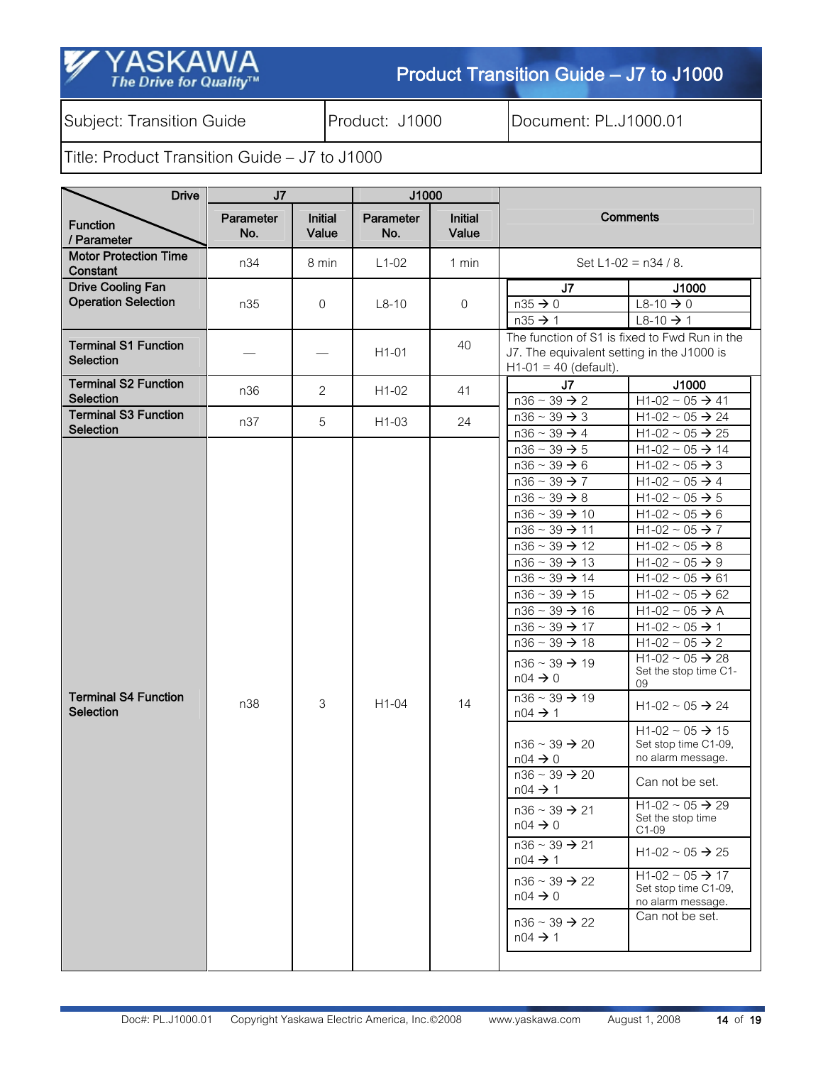| Drive / Function / Parameter | J7 Parameter No. | J7 Initial Value | J1000 Parameter No. | J1000 Initial Value | Comments |
|---|---|---|---|---|---|
| Motor Protection Time Constant | n34 | 8 min | L1-02 | 1 min | Set L1-02 = n34 / 8. |
| Drive Cooling Fan Operation Selection | n35 | 0 | L8-10 | 0 | J7 → J1000: n35 → 0 = L8-10 → 0; n35 → 1 = L8-10 → 1 |
| Terminal S1 Function Selection | — | — | H1-01 | 40 | The function of S1 is fixed to Fwd Run in the J7. The equivalent setting in the J1000 is H1-01 = 40 (default). |
| Terminal S2 Function Selection | n36 | 2 | H1-02 | 41 | See mapping table below |
| Terminal S3 Function Selection | n37 | 5 | H1-03 | 24 | See mapping table below |
| Terminal S4 Function Selection | n38 | 3 | H1-04 | 14 | See mapping table below |

| J7 | J1000 |
|---|---|
| n36 ~ 39 → 2 | H1-02 ~ 05 → 41 |
| n36 ~ 39 → 3 | H1-02 ~ 05 → 24 |
| n36 ~ 39 → 4 | H1-02 ~ 05 → 25 |
| n36 ~ 39 → 5 | H1-02 ~ 05 → 14 |
| n36 ~ 39 → 6 | H1-02 ~ 05 → 3 |
| n36 ~ 39 → 7 | H1-02 ~ 05 → 4 |
| n36 ~ 39 → 8 | H1-02 ~ 05 → 5 |
| n36 ~ 39 → 10 | H1-02 ~ 05 → 6 |
| n36 ~ 39 → 11 | H1-02 ~ 05 → 7 |
| n36 ~ 39 → 12 | H1-02 ~ 05 → 8 |
| n36 ~ 39 → 13 | H1-02 ~ 05 → 9 |
| n36 ~ 39 → 14 | H1-02 ~ 05 → 61 |
| n36 ~ 39 → 15 | H1-02 ~ 05 → 62 |
| n36 ~ 39 → 16 | H1-02 ~ 05 → A |
| n36 ~ 39 → 17 | H1-02 ~ 05 → 1 |
| n36 ~ 39 → 18 | H1-02 ~ 05 → 2 |
| n36 ~ 39 → 19, n04 → 0 | H1-02 ~ 05 → 28, Set the stop time C1-09 |
| n36 ~ 39 → 19, n04 → 1 | H1-02 ~ 05 → 24 |
| n36 ~ 39 → 20, n04 → 0 | H1-02 ~ 05 → 15, Set stop time C1-09, no alarm message. |
| n36 ~ 39 → 20, n04 → 1 | Can not be set. |
| n36 ~ 39 → 21, n04 → 0 | H1-02 ~ 05 → 29, Set the stop time C1-09 |
| n36 ~ 39 → 21, n04 → 1 | H1-02 ~ 05 → 25 |
| n36 ~ 39 → 22, n04 → 0 | H1-02 ~ 05 → 17, Set stop time C1-09, no alarm message. |
| n36 ~ 39 → 22, n04 → 1 | Can not be set. |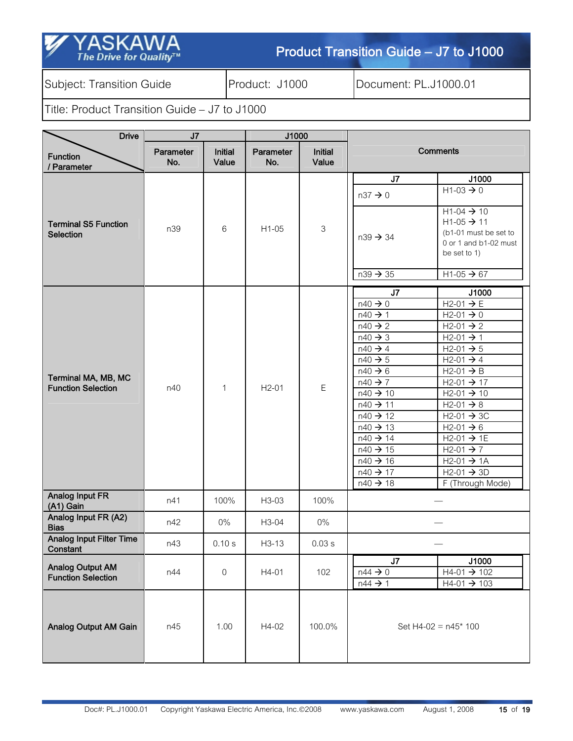| Subject: Transition Guide | Product: J1000 | Document: PL.J1000.01 |
|---|---|---|

Title: Product Transition Guide – J7 to J1000

| Drive / Function / Parameter | J7 Parameter No. | J7 Initial Value | J1000 Parameter No. | J1000 Initial Value | Comments |
|---|---|---|---|---|---|
| Terminal S5 Function Selection | n39 | 6 | H1-05 | 3 | J7 → J1000: n37 → 0 : H1-03 → 0; n39 → 34 : H1-04 → 10, H1-05 → 11 (b1-01 must be set to 0 or 1 and b1-02 must be set to 1); n39 → 35 : H1-05 → 67 |
| Terminal MA, MB, MC Function Selection | n40 | 1 | H2-01 | E | J7 → J1000: n40 → 0 : H2-01 → E; n40 → 1 : H2-01 → 0; n40 → 2 : H2-01 → 2; n40 → 3 : H2-01 → 1; n40 → 4 : H2-01 → 5; n40 → 5 : H2-01 → 4; n40 → 6 : H2-01 → B; n40 → 7 : H2-01 → 17; n40 → 10 : H2-01 → 10; n40 → 11 : H2-01 → 8; n40 → 12 : H2-01 → 3C; n40 → 13 : H2-01 → 6; n40 → 14 : H2-01 → 1E; n40 → 15 : H2-01 → 7; n40 → 16 : H2-01 → 1A; n40 → 17 : H2-01 → 3D; n40 → 18 : F (Through Mode) |
| Analog Input FR (A1) Gain | n41 | 100% | H3-03 | 100% | — |
| Analog Input FR (A2) Bias | n42 | 0% | H3-04 | 0% | — |
| Analog Input Filter Time Constant | n43 | 0.10 s | H3-13 | 0.03 s | — |
| Analog Output AM Function Selection | n44 | 0 | H4-01 | 102 | J7 → J1000: n44 → 0 : H4-01 → 102; n44 → 1 : H4-01 → 103 |
| Analog Output AM Gain | n45 | 1.00 | H4-02 | 100.0% | Set H4-02 = n45* 100 |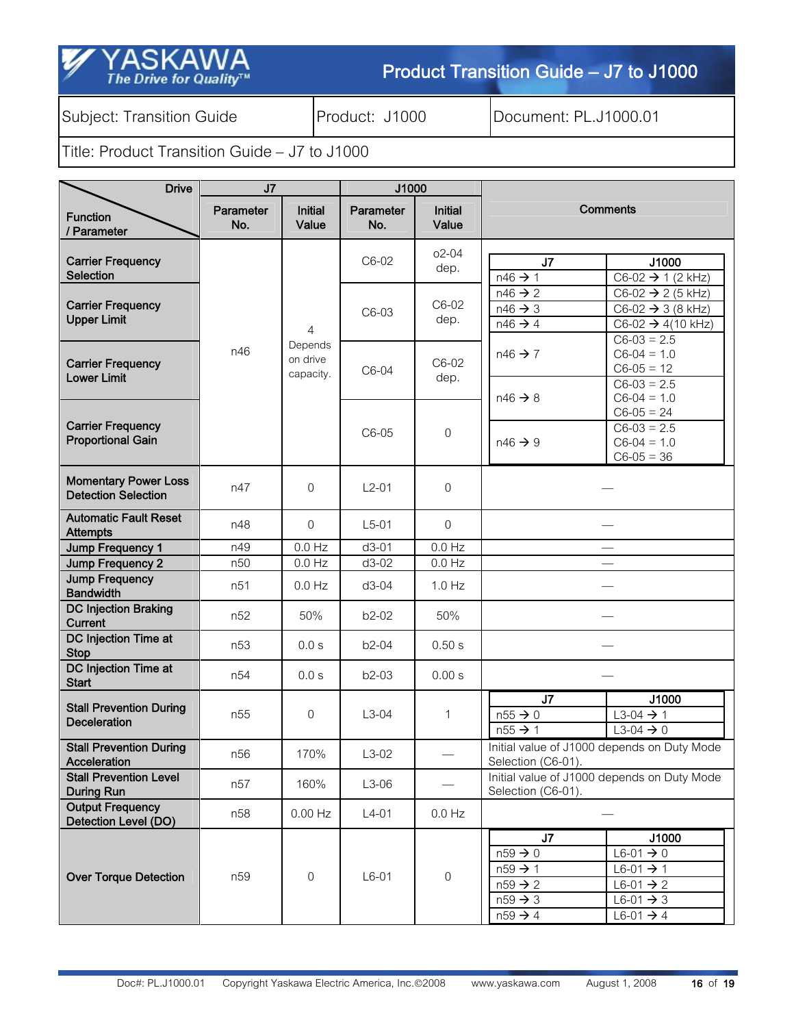Subject: Transition Guide | Product: J1000 | Document: PL.J1000.01

Title: Product Transition Guide – J7 to J1000

| Function / Parameter | J7 Parameter No. | J7 Initial Value | J1000 Parameter No. | J1000 Initial Value | Comments |
|---|---|---|---|---|---|
| Carrier Frequency Selection | n46 | 4 Depends on drive capacity. | C6-02 | o2-04 dep. | J7 → J1000: n46 → 1: C6-02 → 1 (2 kHz); n46 → 2: C6-02 → 2 (5 kHz); n46 → 3: C6-02 → 3 (8 kHz); n46 → 4: C6-02 → 4(10 kHz); n46 → 7: C6-03 = 2.5, C6-04 = 1.0, C6-05 = 12; n46 → 8: C6-03 = 2.5, C6-04 = 1.0, C6-05 = 24; n46 → 9: C6-03 = 2.5, C6-04 = 1.0, C6-05 = 36 |
| Carrier Frequency Upper Limit | n46 | 4 Depends on drive capacity. | C6-03 | C6-02 dep. | (see above) |
| Carrier Frequency Lower Limit | n46 | 4 Depends on drive capacity. | C6-04 | C6-02 dep. | (see above) |
| Carrier Frequency Proportional Gain | n46 | 4 Depends on drive capacity. | C6-05 | 0 | (see above) |
| Momentary Power Loss Detection Selection | n47 | 0 | L2-01 | 0 | — |
| Automatic Fault Reset Attempts | n48 | 0 | L5-01 | 0 | — |
| Jump Frequency 1 | n49 | 0.0 Hz | d3-01 | 0.0 Hz | — |
| Jump Frequency 2 | n50 | 0.0 Hz | d3-02 | 0.0 Hz | — |
| Jump Frequency Bandwidth | n51 | 0.0 Hz | d3-04 | 1.0 Hz | — |
| DC Injection Braking Current | n52 | 50% | b2-02 | 50% | — |
| DC Injection Time at Stop | n53 | 0.0 s | b2-04 | 0.50 s | — |
| DC Injection Time at Start | n54 | 0.0 s | b2-03 | 0.00 s | — |
| Stall Prevention During Deceleration | n55 | 0 | L3-04 | 1 | J7 → J1000: n55 → 0: L3-04 → 1; n55 → 1: L3-04 → 0 |
| Stall Prevention During Acceleration | n56 | 170% | L3-02 | — | Initial value of J1000 depends on Duty Mode Selection (C6-01). |
| Stall Prevention Level During Run | n57 | 160% | L3-06 | — | Initial value of J1000 depends on Duty Mode Selection (C6-01). |
| Output Frequency Detection Level (DO) | n58 | 0.00 Hz | L4-01 | 0.0 Hz | — |
| Over Torque Detection | n59 | 0 | L6-01 | 0 | J7 → J1000: n59 → 0: L6-01 → 0; n59 → 1: L6-01 → 1; n59 → 2: L6-01 → 2; n59 → 3: L6-01 → 3; n59 → 4: L6-01 → 4 |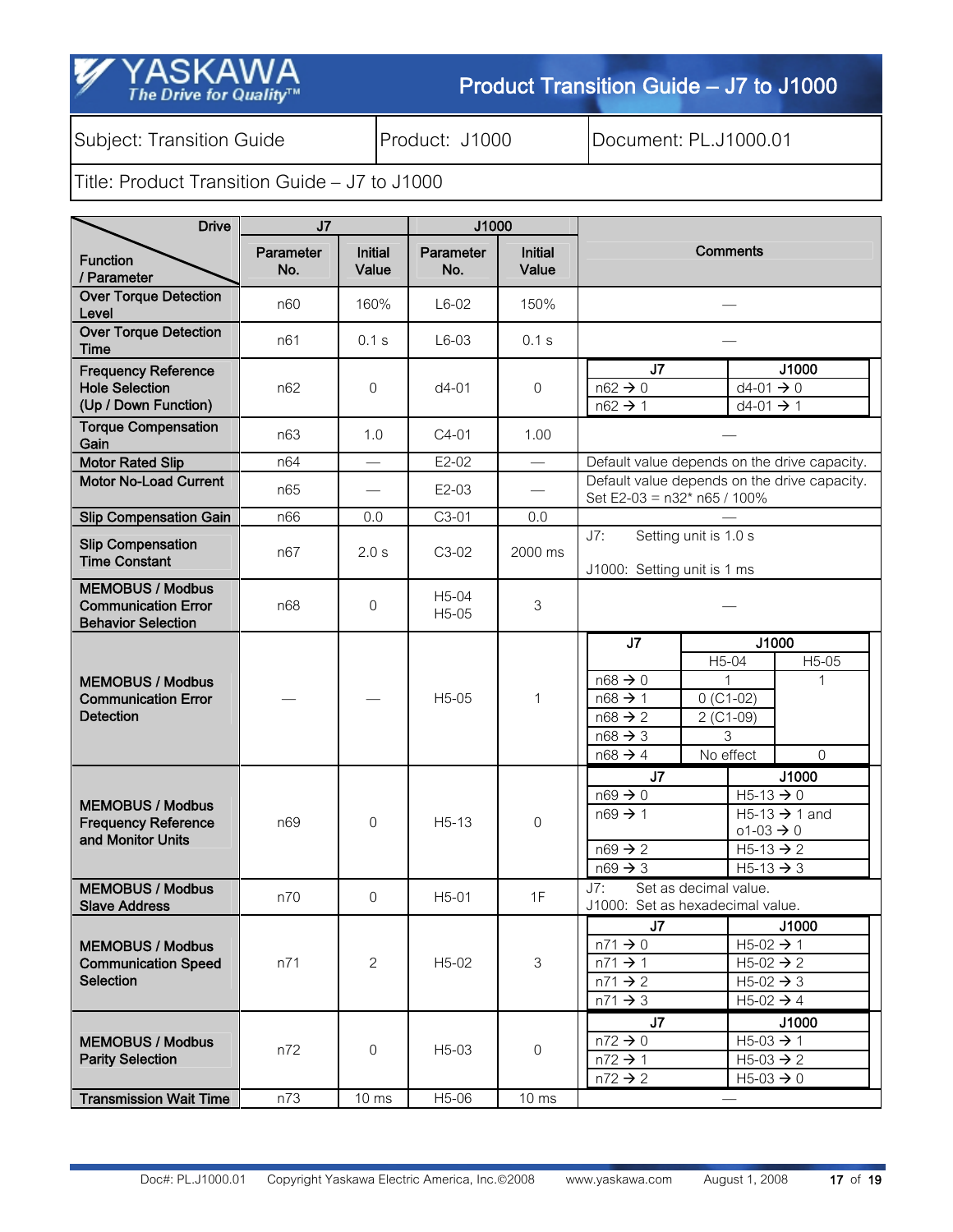Subject: Transition Guide | Product: J1000 | Document: PL.J1000.01

Title: Product Transition Guide – J7 to J1000

| Function / Parameter | J7 Parameter No. | J7 Initial Value | J1000 Parameter No. | J1000 Initial Value | Comments |
|---|---|---|---|---|---|
| Over Torque Detection Level | n60 | 160% | L6-02 | 150% | — |
| Over Torque Detection Time | n61 | 0.1 s | L6-03 | 0.1 s | — |
| Frequency Reference Hole Selection (Up / Down Function) | n62 | 0 | d4-01 | 0 | J7 / J1000: n62 → 0 / d4-01 → 0; n62 → 1 / d4-01 → 1 |
| Torque Compensation Gain | n63 | 1.0 | C4-01 | 1.00 | — |
| Motor Rated Slip | n64 | — | E2-02 | — | Default value depends on the drive capacity. |
| Motor No-Load Current | n65 | — | E2-03 | — | Default value depends on the drive capacity. Set E2-03 = n32* n65 / 100% |
| Slip Compensation Gain | n66 | 0.0 | C3-01 | 0.0 | — |
| Slip Compensation Time Constant | n67 | 2.0 s | C3-02 | 2000 ms | J7: Setting unit is 1.0 s<br>J1000: Setting unit is 1 ms |
| MEMOBUS / Modbus Communication Error Behavior Selection | n68 | 0 | H5-04<br>H5-05 | 3 | — |
| MEMOBUS / Modbus Communication Error Detection | — | — | H5-05 | 1 | J7 → J1000 (H5-04 / H5-05): n68 → 0: H5-04 = 1, H5-05 = 1; n68 → 1: H5-04 = 0 (C1-02), H5-05 = 1; n68 → 2: H5-04 = 2 (C1-09), H5-05 = 1; n68 → 3: H5-04 = 3, H5-05 = 1; n68 → 4: H5-04 = No effect, H5-05 = 0 |
| MEMOBUS / Modbus Frequency Reference and Monitor Units | n69 | 0 | H5-13 | 0 | J7 / J1000: n69 → 0 / H5-13 → 0; n69 → 1 / H5-13 → 1 and o1-03 → 0; n69 → 2 / H5-13 → 2; n69 → 3 / H5-13 → 3 |
| MEMOBUS / Modbus Slave Address | n70 | 0 | H5-01 | 1F | J7: Set as decimal value.<br>J1000: Set as hexadecimal value. |
| MEMOBUS / Modbus Communication Speed Selection | n71 | 2 | H5-02 | 3 | J7 / J1000: n71 → 0 / H5-02 → 1; n71 → 1 / H5-02 → 2; n71 → 2 / H5-02 → 3; n71 → 3 / H5-02 → 4 |
| MEMOBUS / Modbus Parity Selection | n72 | 0 | H5-03 | 0 | J7 / J1000: n72 → 0 / H5-03 → 1; n72 → 1 / H5-03 → 2; n72 → 2 / H5-03 → 0 |
| Transmission Wait Time | n73 | 10 ms | H5-06 | 10 ms | — |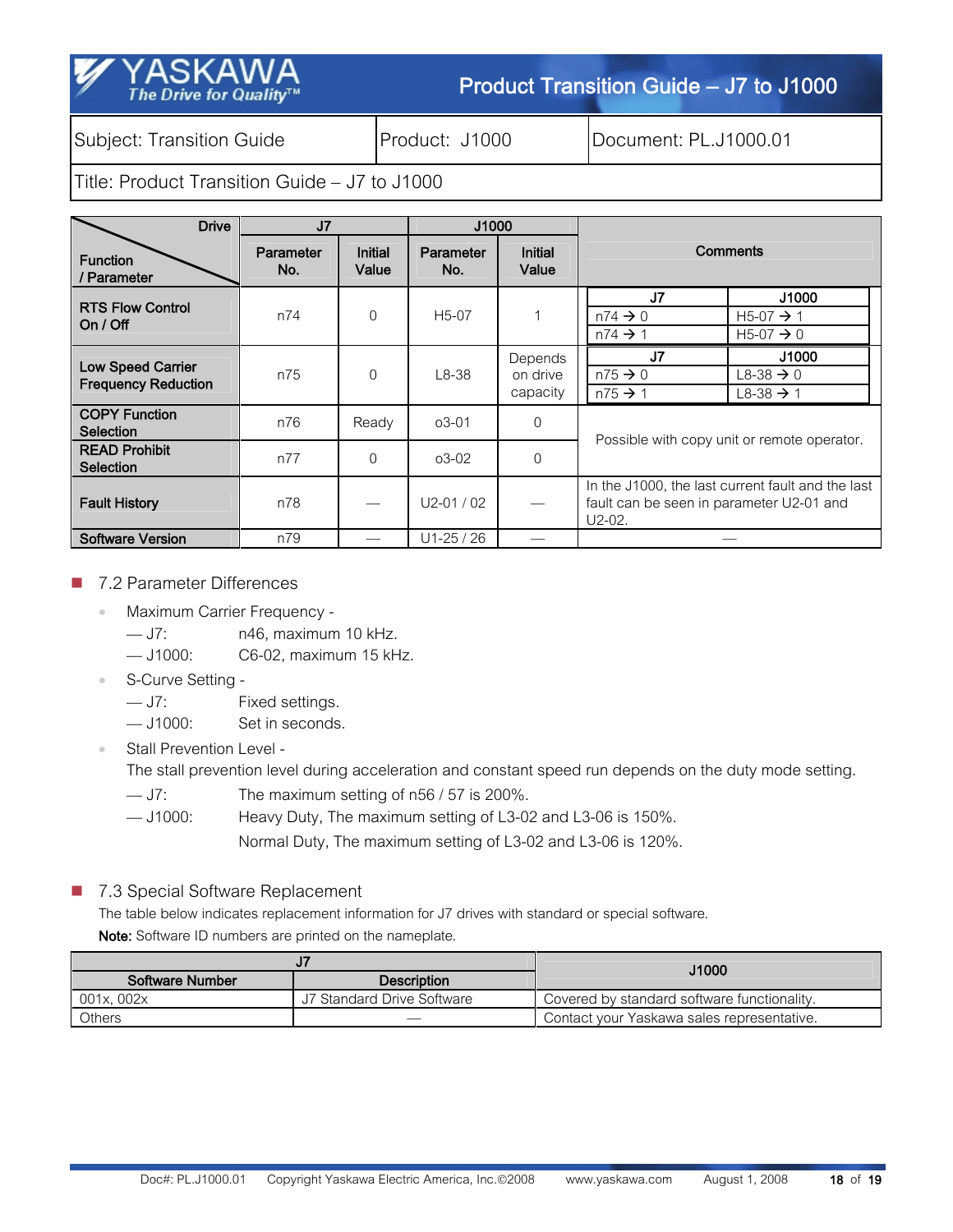| Function / Parameter | J7 Parameter No. | J7 Initial Value | J1000 Parameter No. | J1000 Initial Value | Comments |
|---|---|---|---|---|---|
| RTS Flow Control On / Off | n74 | 0 | H5-07 | 1 | J7: n74 → 0 / J1000: H5-07 → 1; J7: n74 → 1 / J1000: H5-07 → 0 |
| Low Speed Carrier Frequency Reduction | n75 | 0 | L8-38 | Depends on drive capacity | J7: n75 → 0 / J1000: L8-38 → 0; J7: n75 → 1 / J1000: L8-38 → 1 |
| COPY Function Selection | n76 | Ready | o3-01 | 0 | Possible with copy unit or remote operator. |
| READ Prohibit Selection | n77 | 0 | o3-02 | 0 | |
| Fault History | n78 | — | U2-01 / 02 | — | In the J1000, the last current fault and the last fault can be seen in parameter U2-01 and U2-02. |
| Software Version | n79 | — | U1-25 / 26 | — | — |

## 7.2 Parameter Differences

- Maximum Carrier Frequency -
  - J7: n46, maximum 10 kHz.
  - J1000: C6-02, maximum 15 kHz.
- S-Curve Setting -
  - J7: Fixed settings.
  - J1000: Set in seconds.
- Stall Prevention Level -

  The stall prevention level during acceleration and constant speed run depends on the duty mode setting.
  - J7: The maximum setting of n56 / 57 is 200%.
  - J1000: Heavy Duty, The maximum setting of L3-02 and L3-06 is 150%.

    Normal Duty, The maximum setting of L3-02 and L3-06 is 120%.

## 7.3 Special Software Replacement

The table below indicates replacement information for J7 drives with standard or special software.

**Note:** Software ID numbers are printed on the nameplate.

| J7 | | J1000 |
|---|---|---|
| Software Number | Description | |
| 001x, 002x | J7 Standard Drive Software | Covered by standard software functionality. |
| Others | — | Contact your Yaskawa sales representative. |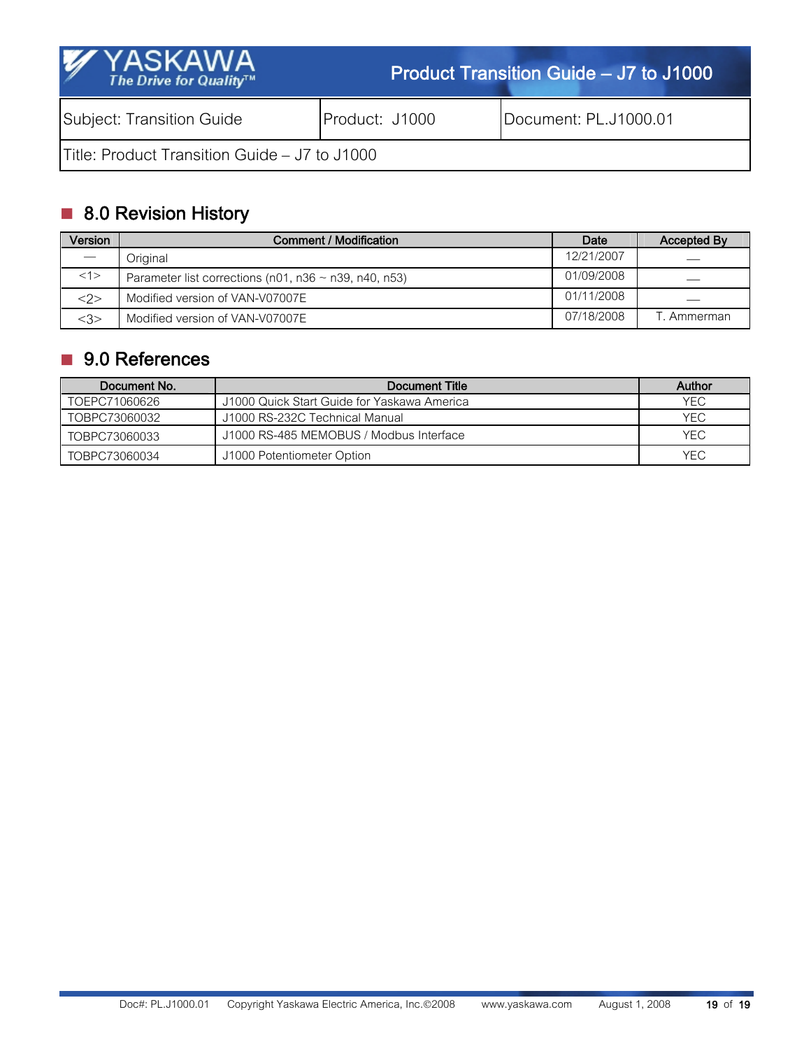## 8.0 Revision History

| Version | Comment / Modification | Date | Accepted By |
|---|---|---|---|
| — | Original | 12/21/2007 | — |
| <1> | Parameter list corrections (n01, n36 ~ n39, n40, n53) | 01/09/2008 | — |
| <2> | Modified version of VAN-V07007E | 01/11/2008 | — |
| <3> | Modified version of VAN-V07007E | 07/18/2008 | T. Ammerman |

## 9.0 References

| Document No. | Document Title | Author |
|---|---|---|
| TOEPC71060626 | J1000 Quick Start Guide for Yaskawa America | YEC |
| TOBPC73060032 | J1000 RS-232C Technical Manual | YEC |
| TOBPC73060033 | J1000 RS-485 MEMOBUS / Modbus Interface | YEC |
| TOBPC73060034 | J1000 Potentiometer Option | YEC |